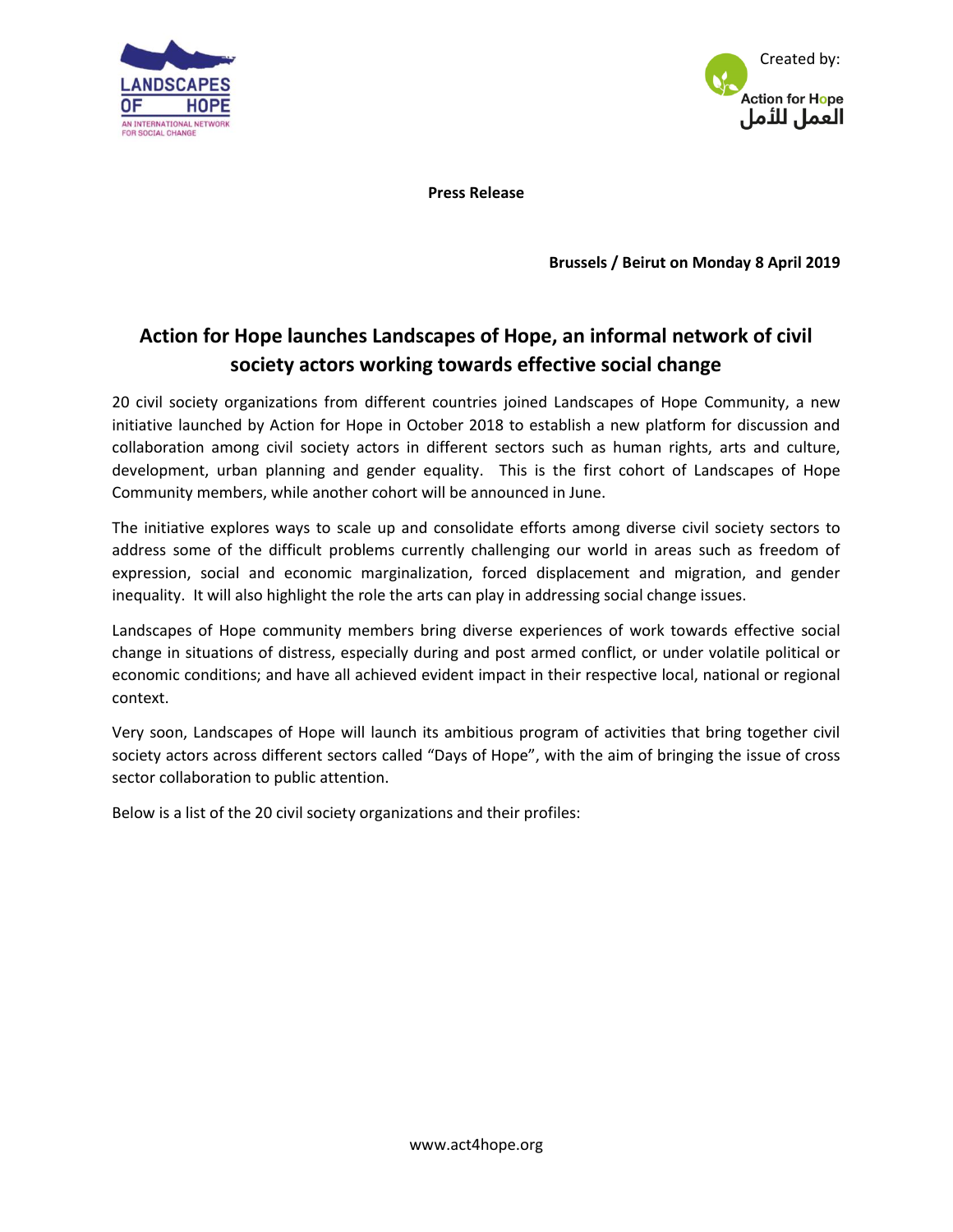LANDSCAPES OF HOPE

AN INTERNATIONAL NETWORK FOR SOCIAL CHANGE

Created by:

Action for Hope

العمل للأمل

**Press Release**

**Brussels / Beirut on Monday 8 April 2019**

## Action for Hope launches Landscapes of Hope, an informal network of civil society actors working towards effective social change

20 civil society organizations from different countries joined Landscapes of Hope Community, a new initiative launched by Action for Hope in October 2018 to establish a new platform for discussion and collaboration among civil society actors in different sectors such as human rights, arts and culture, development, urban planning and gender equality. This is the first cohort of Landscapes of Hope Community members, while another cohort will be announced in June.

The initiative explores ways to scale up and consolidate efforts among diverse civil society sectors to address some of the difficult problems currently challenging our world in areas such as freedom of expression, social and economic marginalization, forced displacement and migration, and gender inequality. It will also highlight the role the arts can play in addressing social change issues.

Landscapes of Hope community members bring diverse experiences of work towards effective social change in situations of distress, especially during and post armed conflict, or under volatile political or economic conditions; and have all achieved evident impact in their respective local, national or regional context.

Very soon, Landscapes of Hope will launch its ambitious program of activities that bring together civil society actors across different sectors called "Days of Hope", with the aim of bringing the issue of cross sector collaboration to public attention.

Below is a list of the 20 civil society organizations and their profiles:

www.act4hope.org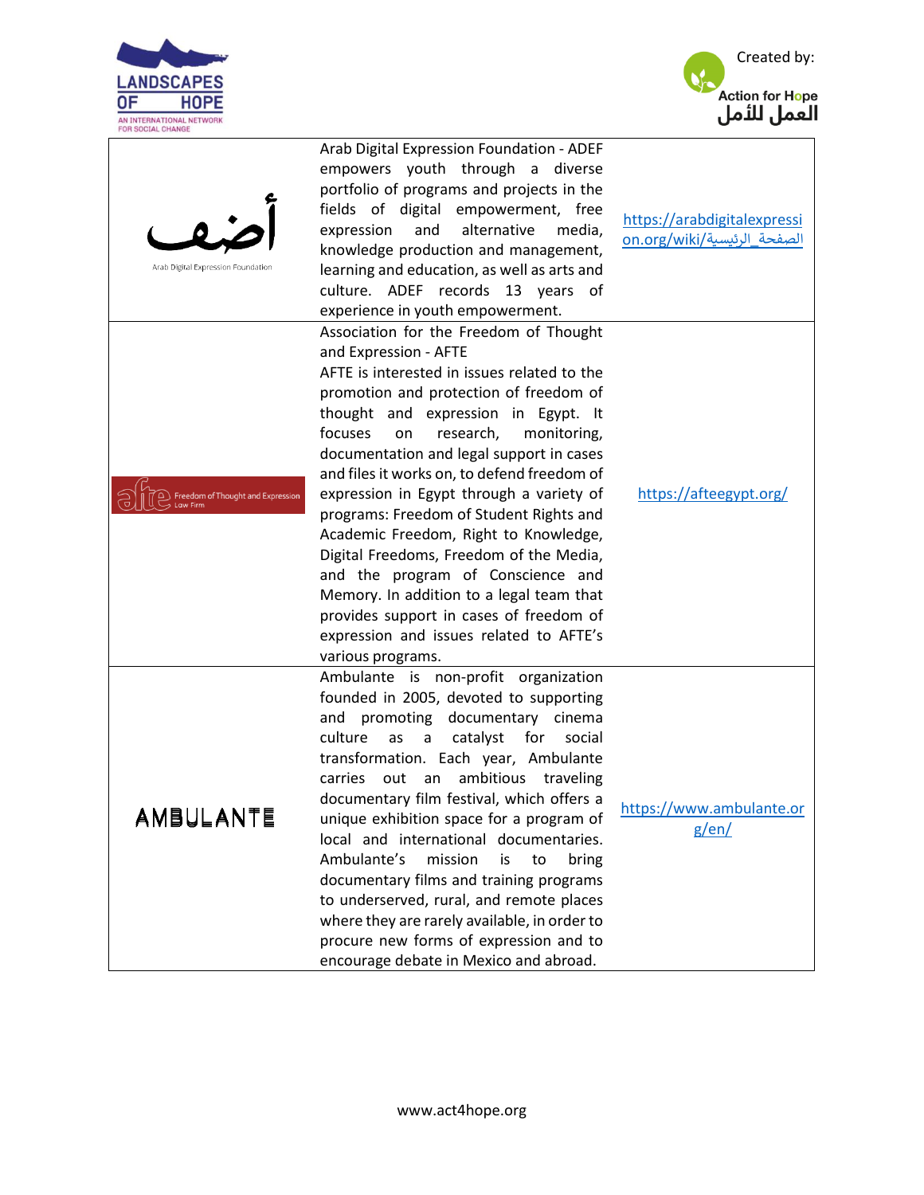| | | |
|---|---|---|
| أضف<br>Arab Digital Expression Foundation | Arab Digital Expression Foundation - ADEF empowers youth through a diverse portfolio of programs and projects in the fields of digital empowerment, free expression and alternative media, knowledge production and management, learning and education, as well as arts and culture. ADEF records 13 years of experience in youth empowerment. | https://arabdigitalexpression.org/wiki/الصفحة_الرئيسية |
| afte Freedom of Thought and Expression Law Firm | Association for the Freedom of Thought and Expression - AFTE<br>AFTE is interested in issues related to the promotion and protection of freedom of thought and expression in Egypt. It focuses on research, monitoring, documentation and legal support in cases and files it works on, to defend freedom of expression in Egypt through a variety of programs: Freedom of Student Rights and Academic Freedom, Right to Knowledge, Digital Freedoms, Freedom of the Media, and the program of Conscience and Memory. In addition to a legal team that provides support in cases of freedom of expression and issues related to AFTE's various programs. | https://afteegypt.org/ |
| AMBULANTE | Ambulante is non-profit organization founded in 2005, devoted to supporting and promoting documentary cinema culture as a catalyst for social transformation. Each year, Ambulante carries out an ambitious traveling documentary film festival, which offers a unique exhibition space for a program of local and international documentaries. Ambulante's mission is to bring documentary films and training programs to underserved, rural, and remote places where they are rarely available, in order to procure new forms of expression and to encourage debate in Mexico and abroad. | https://www.ambulante.org/en/ |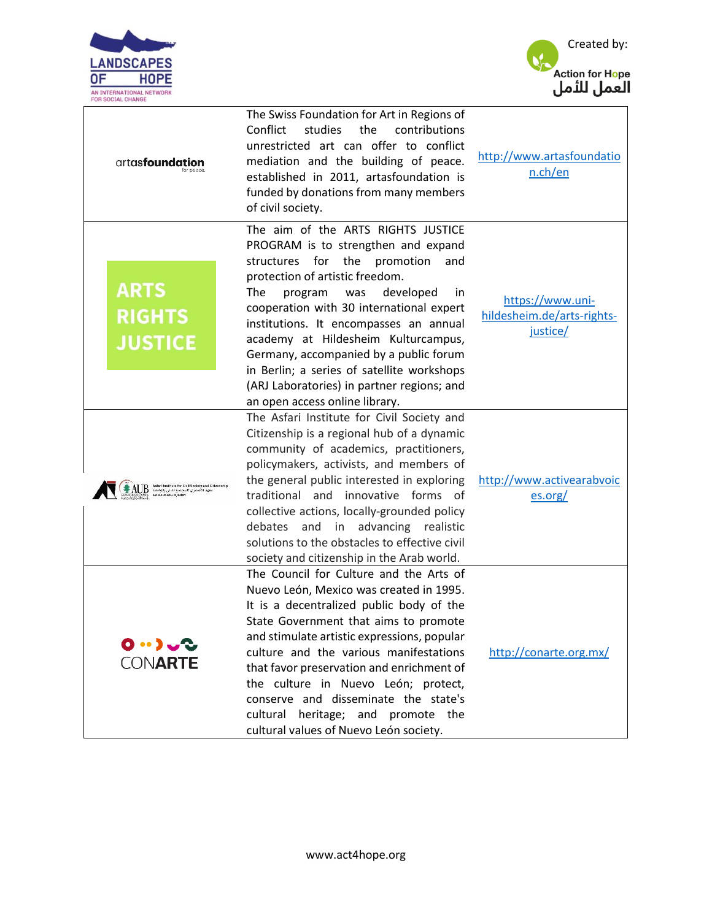| | | |
|---|---|---|
| artasfoundation for peace. | The Swiss Foundation for Art in Regions of Conflict studies the contributions unrestricted art can offer to conflict mediation and the building of peace. established in 2011, artasfoundation is funded by donations from many members of civil society. | http://www.artasfoundation.ch/en |
| ARTS RIGHTS JUSTICE | The aim of the ARTS RIGHTS JUSTICE PROGRAM is to strengthen and expand structures for the promotion and protection of artistic freedom. The program was developed in cooperation with 30 international expert institutions. It encompasses an annual academy at Hildesheim Kulturcampus, Germany, accompanied by a public forum in Berlin; a series of satellite workshops (ARJ Laboratories) in partner regions; and an open access online library. | https://www.uni-hildesheim.de/arts-rights-justice/ |
| AUB Asfari Institute for Civil Society and Citizenship | The Asfari Institute for Civil Society and Citizenship is a regional hub of a dynamic community of academics, practitioners, policymakers, activists, and members of the general public interested in exploring traditional and innovative forms of collective actions, locally-grounded policy debates and in advancing realistic solutions to the obstacles to effective civil society and citizenship in the Arab world. | http://www.activearabvoices.org/ |
| CONARTE | The Council for Culture and the Arts of Nuevo León, Mexico was created in 1995. It is a decentralized public body of the State Government that aims to promote and stimulate artistic expressions, popular culture and the various manifestations that favor preservation and enrichment of the culture in Nuevo León; protect, conserve and disseminate the state's cultural heritage; and promote the cultural values of Nuevo León society. | http://conarte.org.mx/ |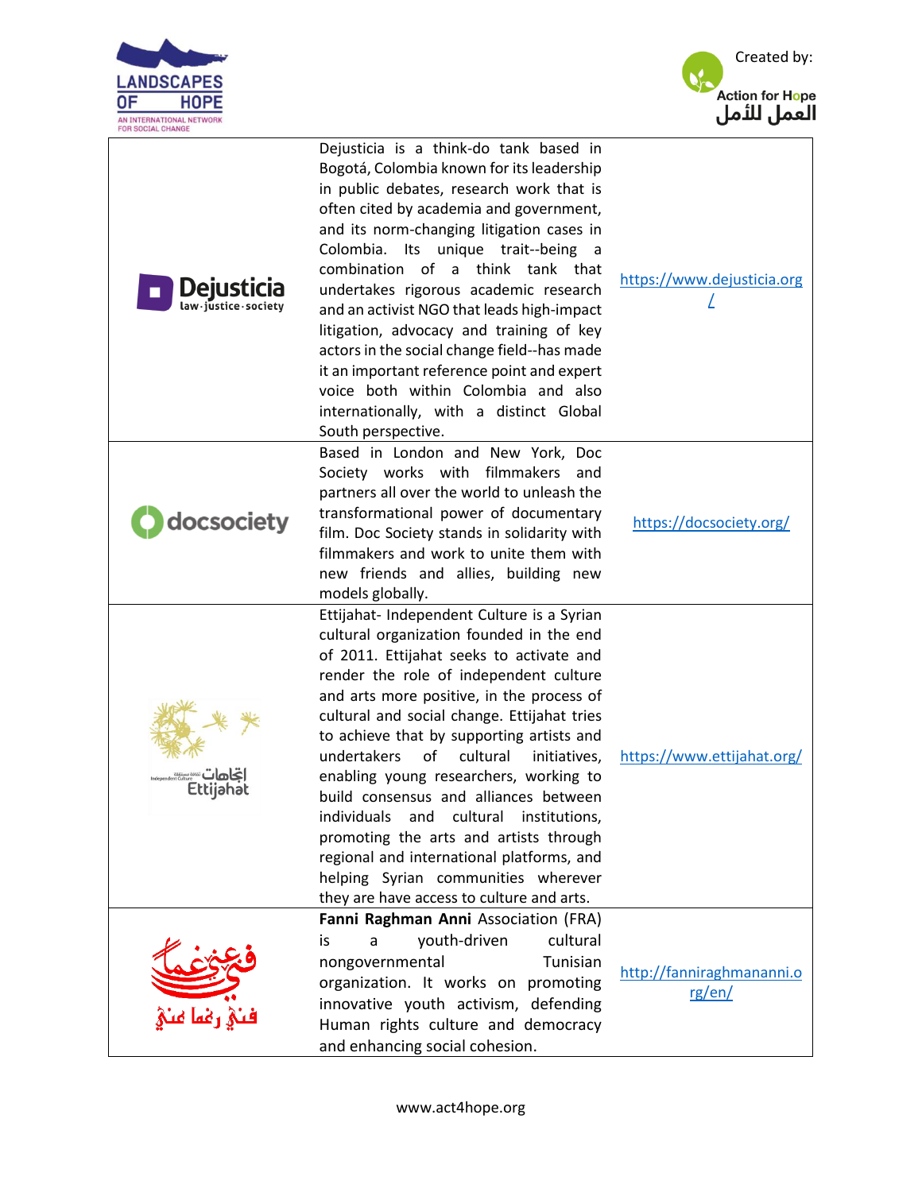| | | |
|---|---|---|
| Dejusticia law·justice·society | Dejusticia is a think-do tank based in Bogotá, Colombia known for its leadership in public debates, research work that is often cited by academia and government, and its norm-changing litigation cases in Colombia. Its unique trait--being a combination of a think tank that undertakes rigorous academic research and an activist NGO that leads high-impact litigation, advocacy and training of key actors in the social change field--has made it an important reference point and expert voice both within Colombia and also internationally, with a distinct Global South perspective. | https://www.dejusticia.org/ |
| docsociety | Based in London and New York, Doc Society works with filmmakers and partners all over the world to unleash the transformational power of documentary film. Doc Society stands in solidarity with filmmakers and work to unite them with new friends and allies, building new models globally. | https://docsociety.org/ |
| اتجاهات Ettijahat | Ettijahat- Independent Culture is a Syrian cultural organization founded in the end of 2011. Ettijahat seeks to activate and render the role of independent culture and arts more positive, in the process of cultural and social change. Ettijahat tries to achieve that by supporting artists and undertakers of cultural initiatives, enabling young researchers, working to build consensus and alliances between individuals and cultural institutions, promoting the arts and artists through regional and international platforms, and helping Syrian communities wherever they are have access to culture and arts. | https://www.ettijahat.org/ |
| فني رغما عني | **Fanni Raghman Anni** Association (FRA) is a youth-driven cultural nongovernmental Tunisian organization. It works on promoting innovative youth activism, defending Human rights culture and democracy and enhancing social cohesion. | http://fanniraghmananni.org/en/ |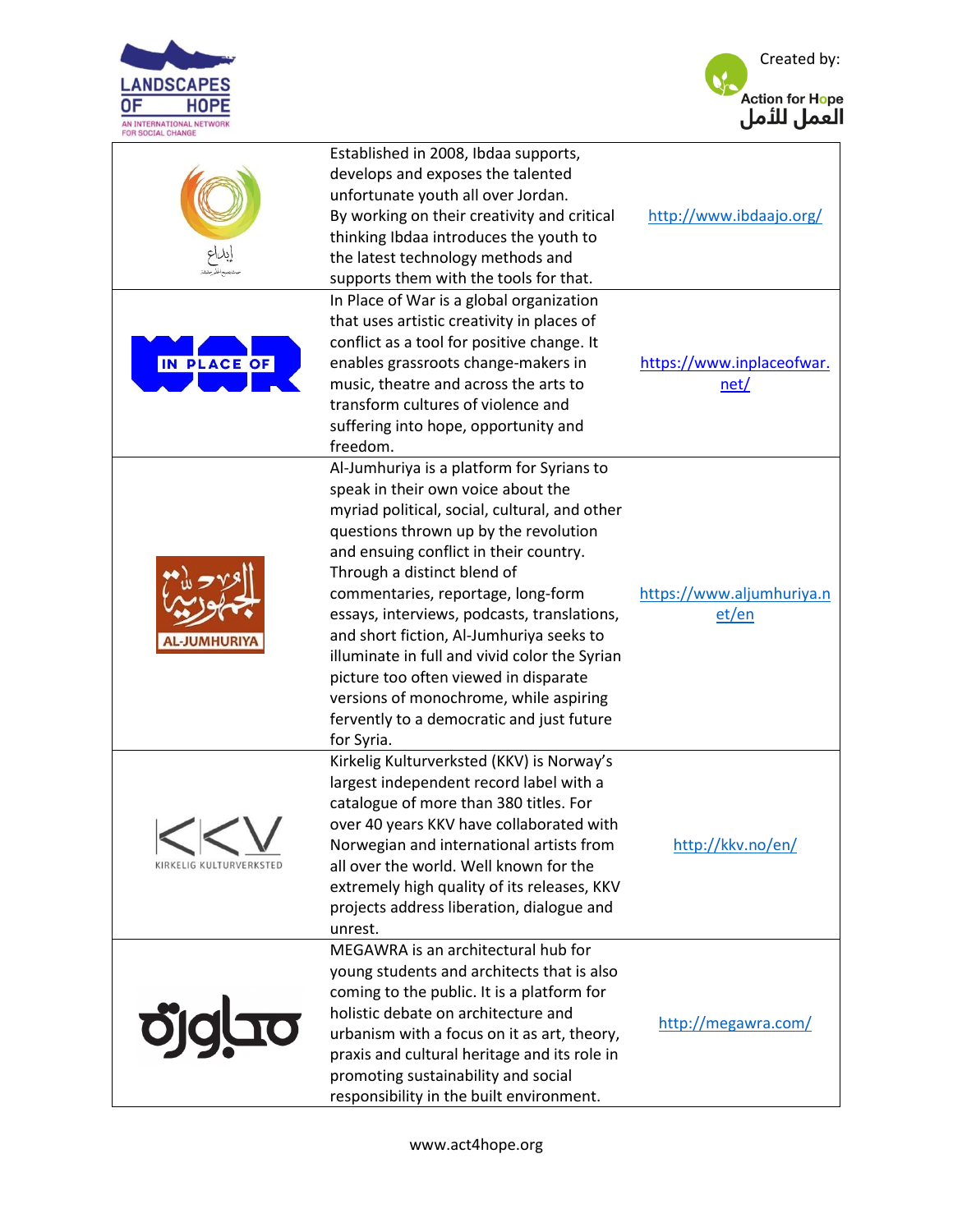| | | |
|---|---|---|
| إبداع | Established in 2008, Ibdaa supports, develops and exposes the talented unfortunate youth all over Jordan. By working on their creativity and critical thinking Ibdaa introduces the youth to the latest technology methods and supports them with the tools for that. | http://www.ibdaajo.org/ |
| IN PLACE OF WAR | In Place of War is a global organization that uses artistic creativity in places of conflict as a tool for positive change. It enables grassroots change-makers in music, theatre and across the arts to transform cultures of violence and suffering into hope, opportunity and freedom. | https://www.inplaceofwar.net/ |
| الجمهورية AL-JUMHURIYA | Al-Jumhuriya is a platform for Syrians to speak in their own voice about the myriad political, social, cultural, and other questions thrown up by the revolution and ensuing conflict in their country. Through a distinct blend of commentaries, reportage, long-form essays, interviews, podcasts, translations, and short fiction, Al-Jumhuriya seeks to illuminate in full and vivid color the Syrian picture too often viewed in disparate versions of monochrome, while aspiring fervently to a democratic and just future for Syria. | https://www.aljumhuriya.net/en |
| KKV KIRKELIG KULTURVERKSTED | Kirkelig Kulturverksted (KKV) is Norway's largest independent record label with a catalogue of more than 380 titles. For over 40 years KKV have collaborated with Norwegian and international artists from all over the world. Well known for the extremely high quality of its releases, KKV projects address liberation, dialogue and unrest. | http://kkv.no/en/ |
| مجاورة | MEGAWRA is an architectural hub for young students and architects that is also coming to the public. It is a platform for holistic debate on architecture and urbanism with a focus on it as art, theory, praxis and cultural heritage and its role in promoting sustainability and social responsibility in the built environment. | http://megawra.com/ |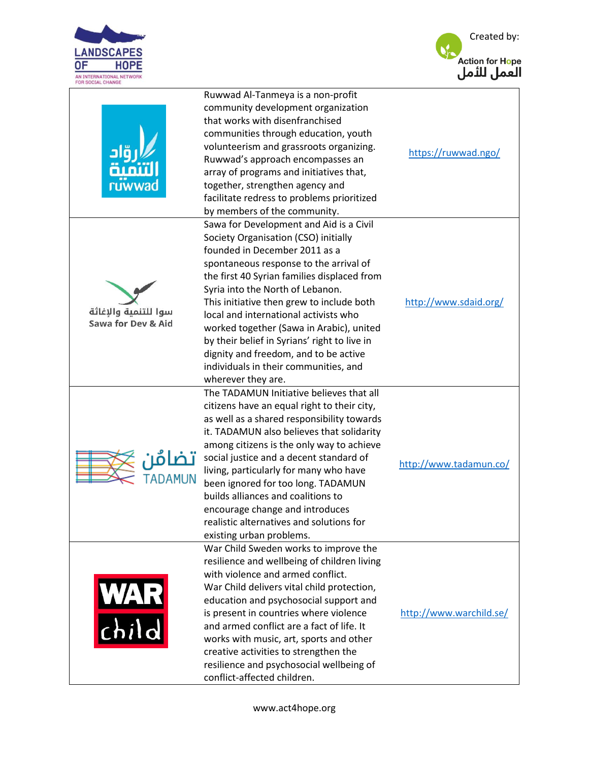| | | |
|---|---|---|
| رواد التنمية ruwwad | Ruwwad Al-Tanmeya is a non-profit community development organization that works with disenfranchised communities through education, youth volunteerism and grassroots organizing. Ruwwad's approach encompasses an array of programs and initiatives that, together, strengthen agency and facilitate redress to problems prioritized by members of the community. | https://ruwwad.ngo/ |
| سوا للتنمية والإغاثة Sawa for Dev & Aid | Sawa for Development and Aid is a Civil Society Organisation (CSO) initially founded in December 2011 as a spontaneous response to the arrival of the first 40 Syrian families displaced from Syria into the North of Lebanon. This initiative then grew to include both local and international activists who worked together (Sawa in Arabic), united by their belief in Syrians' right to live in dignity and freedom, and to be active individuals in their communities, and wherever they are. | http://www.sdaid.org/ |
| تضامُن TADAMUN | The TADAMUN Initiative believes that all citizens have an equal right to their city, as well as a shared responsibility towards it. TADAMUN also believes that solidarity among citizens is the only way to achieve social justice and a decent standard of living, particularly for many who have been ignored for too long. TADAMUN builds alliances and coalitions to encourage change and introduces realistic alternatives and solutions for existing urban problems. | http://www.tadamun.co/ |
| WAR child | War Child Sweden works to improve the resilience and wellbeing of children living with violence and armed conflict. War Child delivers vital child protection, education and psychosocial support and is present in countries where violence and armed conflict are a fact of life. It works with music, art, sports and other creative activities to strengthen the resilience and psychosocial wellbeing of conflict-affected children. | http://www.warchild.se/ |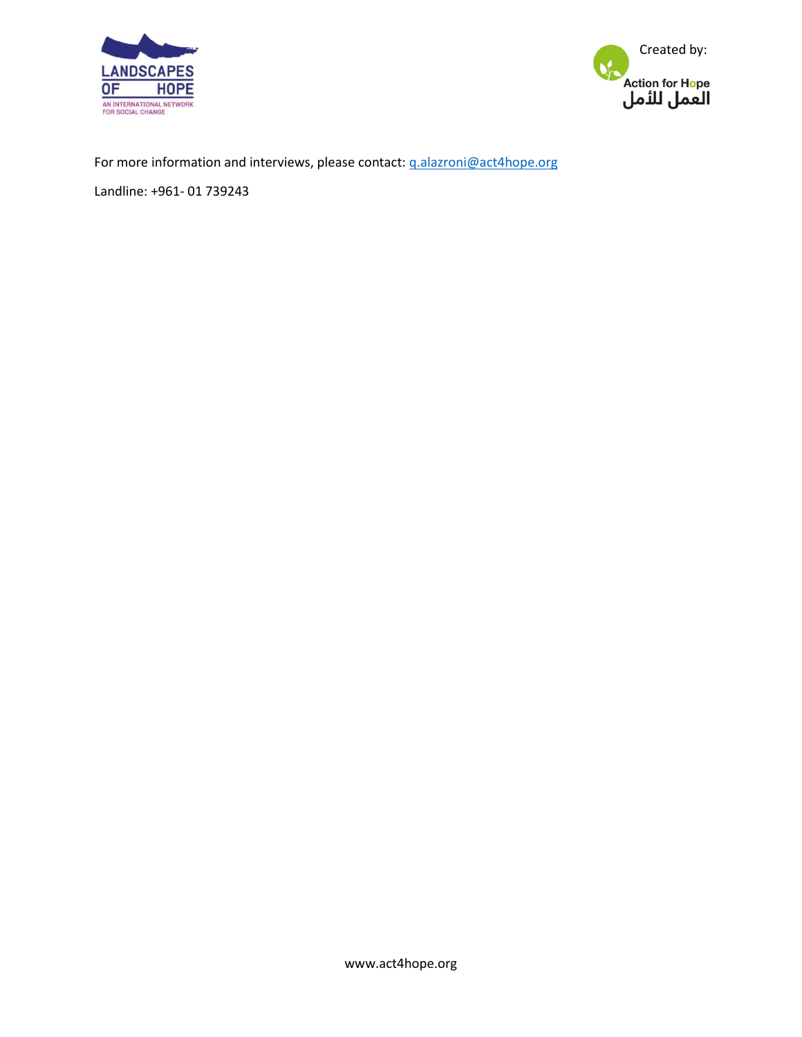For more information and interviews, please contact: q.alazroni@act4hope.org

Landline: +961- 01 739243